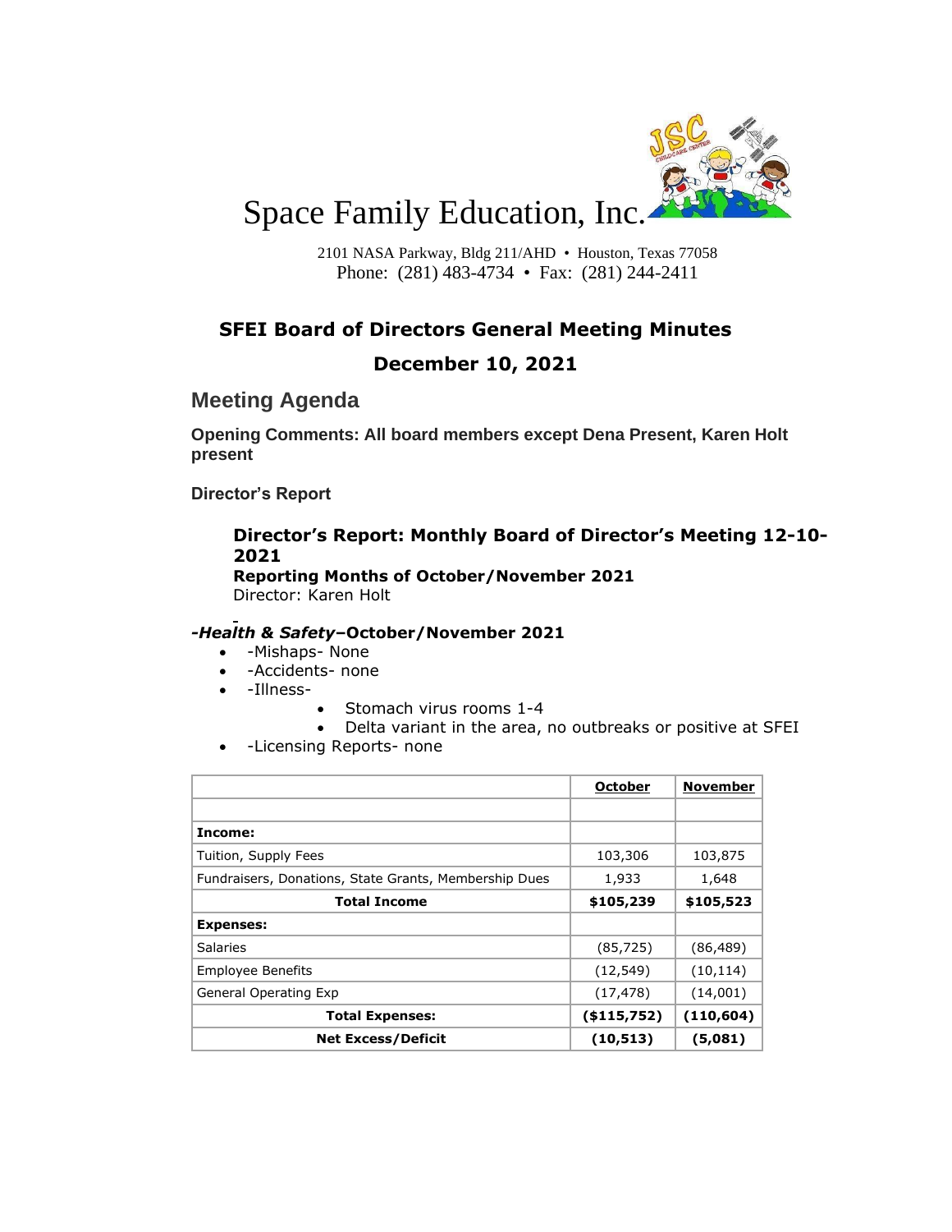# Space Family Education, Inc.

2101 NASA Parkway, Bldg 211/AHD • Houston, Texas 77058
Phone: (281) 483-4734 • Fax: (281) 244-2411

## SFEI Board of Directors General Meeting Minutes

## December 10, 2021

## Meeting Agenda

**Opening Comments: All board members except Dena Present, Karen Holt present**

**Director's Report**

**Director's Report: Monthly Board of Director's Meeting 12-10-2021**
**Reporting Months of October/November 2021**
Director: Karen Holt

***-Health & Safety*–October/November 2021**

- -Mishaps- None
- -Accidents- none
- -Illness-
  - Stomach virus rooms 1-4
  - Delta variant in the area, no outbreaks or positive at SFEI
- -Licensing Reports- none

| | October | November |
|---|---|---|
| | | |
| **Income:** | | |
| Tuition, Supply Fees | 103,306 | 103,875 |
| Fundraisers, Donations, State Grants, Membership Dues | 1,933 | 1,648 |
| **Total Income** | **$105,239** | **$105,523** |
| **Expenses:** | | |
| Salaries | (85,725) | (86,489) |
| Employee Benefits | (12,549) | (10,114) |
| General Operating Exp | (17,478) | (14,001) |
| **Total Expenses:** | **($115,752)** | **(110,604)** |
| **Net Excess/Deficit** | **(10,513)** | **(5,081)** |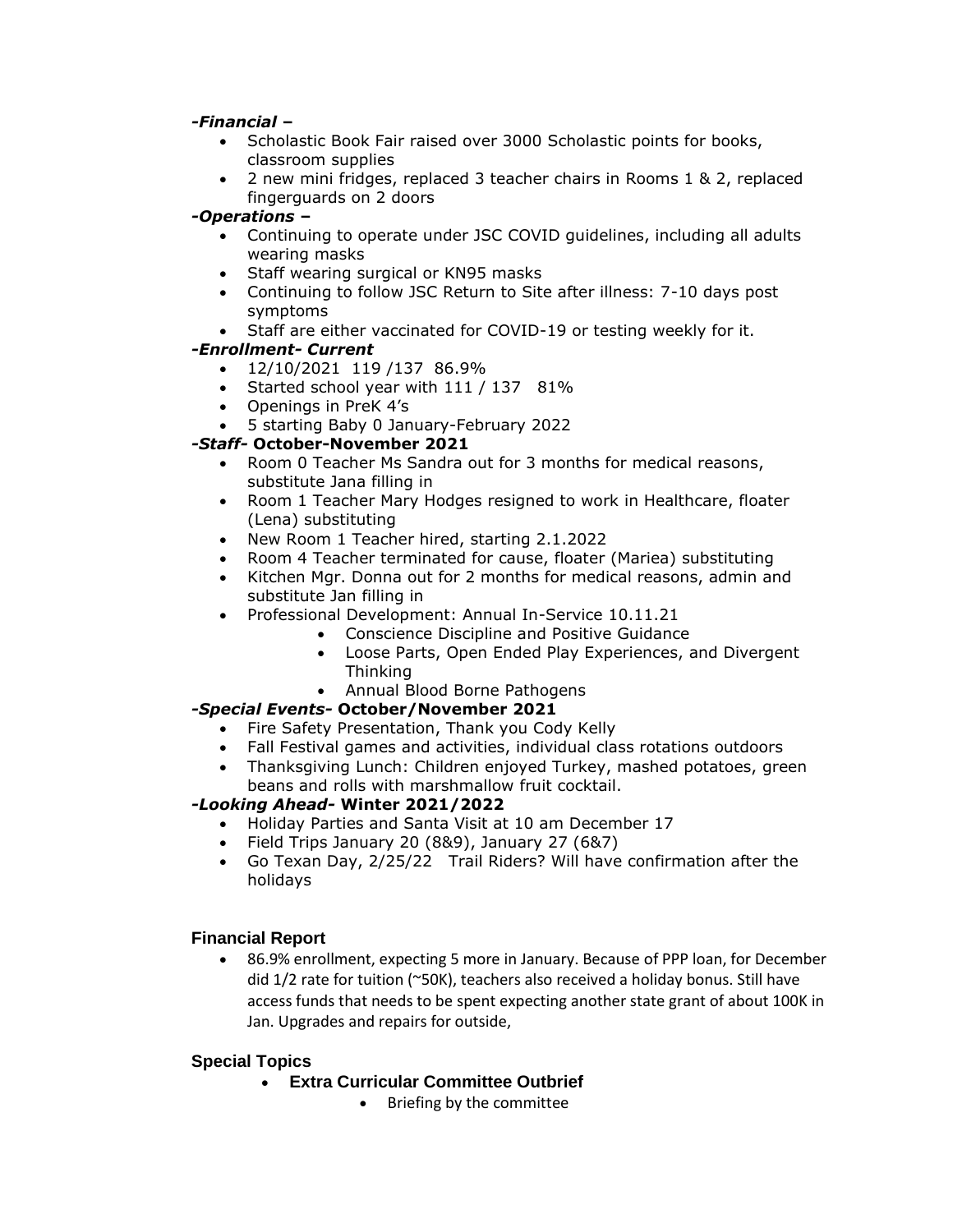***-Financial –***

- Scholastic Book Fair raised over 3000 Scholastic points for books, classroom supplies
- 2 new mini fridges, replaced 3 teacher chairs in Rooms 1 & 2, replaced fingerguards on 2 doors

***-Operations –***

- Continuing to operate under JSC COVID guidelines, including all adults wearing masks
- Staff wearing surgical or KN95 masks
- Continuing to follow JSC Return to Site after illness: 7-10 days post symptoms
- Staff are either vaccinated for COVID-19 or testing weekly for it.

***-Enrollment- Current***

- 12/10/2021 119 /137 86.9%
- Started school year with 111 / 137 81%
- Openings in PreK 4's
- 5 starting Baby 0 January-February 2022

***-Staff-* October-November 2021**

- Room 0 Teacher Ms Sandra out for 3 months for medical reasons, substitute Jana filling in
- Room 1 Teacher Mary Hodges resigned to work in Healthcare, floater (Lena) substituting
- New Room 1 Teacher hired, starting 2.1.2022
- Room 4 Teacher terminated for cause, floater (Mariea) substituting
- Kitchen Mgr. Donna out for 2 months for medical reasons, admin and substitute Jan filling in
- Professional Development: Annual In-Service 10.11.21
  - Conscience Discipline and Positive Guidance
  - Loose Parts, Open Ended Play Experiences, and Divergent Thinking
  - Annual Blood Borne Pathogens

***-Special Events-* October/November 2021**

- Fire Safety Presentation, Thank you Cody Kelly
- Fall Festival games and activities, individual class rotations outdoors
- Thanksgiving Lunch: Children enjoyed Turkey, mashed potatoes, green beans and rolls with marshmallow fruit cocktail.

***-Looking Ahead-* Winter 2021/2022**

- Holiday Parties and Santa Visit at 10 am December 17
- Field Trips January 20 (8&9), January 27 (6&7)
- Go Texan Day, 2/25/22 Trail Riders? Will have confirmation after the holidays

## Financial Report

- 86.9% enrollment, expecting 5 more in January. Because of PPP loan, for December did 1/2 rate for tuition (~50K), teachers also received a holiday bonus. Still have access funds that needs to be spent expecting another state grant of about 100K in Jan. Upgrades and repairs for outside,

## Special Topics

- **Extra Curricular Committee Outbrief**
  - Briefing by the committee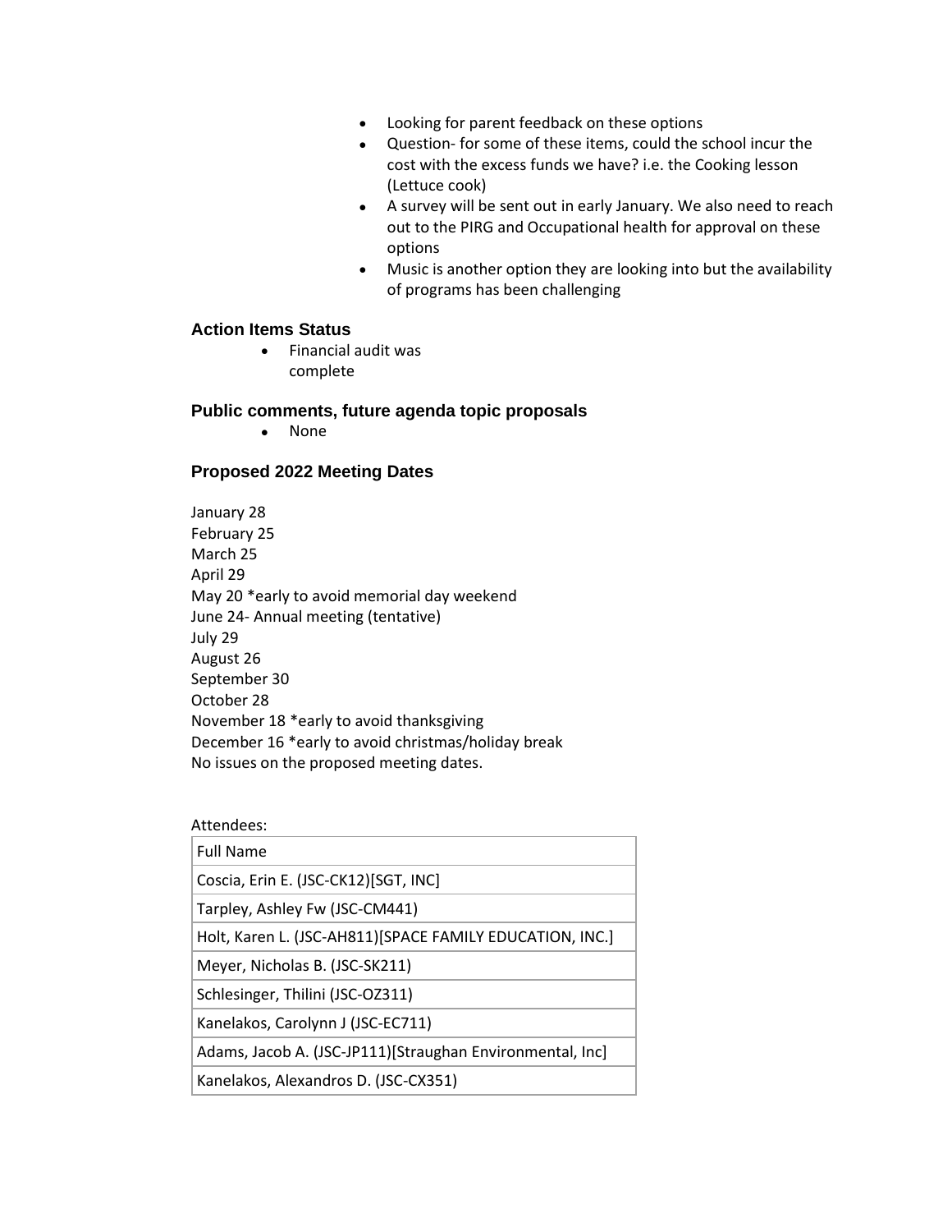- Looking for parent feedback on these options
- Question- for some of these items, could the school incur the cost with the excess funds we have? i.e. the Cooking lesson (Lettuce cook)
- A survey will be sent out in early January. We also need to reach out to the PIRG and Occupational health for approval on these options
- Music is another option they are looking into but the availability of programs has been challenging

### Action Items Status

- Financial audit was complete

### Public comments, future agenda topic proposals

- None

### Proposed 2022 Meeting Dates

January 28
February 25
March 25
April 29
May 20 *early to avoid memorial day weekend
June 24- Annual meeting (tentative)
July 29
August 26
September 30
October 28
November 18 *early to avoid thanksgiving
December 16 *early to avoid christmas/holiday break
No issues on the proposed meeting dates.

Attendees:

| Full Name |
|---|
| Coscia, Erin E. (JSC-CK12)[SGT, INC] |
| Tarpley, Ashley Fw (JSC-CM441) |
| Holt, Karen L. (JSC-AH811)[SPACE FAMILY EDUCATION, INC.] |
| Meyer, Nicholas B. (JSC-SK211) |
| Schlesinger, Thilini (JSC-OZ311) |
| Kanelakos, Carolynn J (JSC-EC711) |
| Adams, Jacob A. (JSC-JP111)[Straughan Environmental, Inc] |
| Kanelakos, Alexandros D. (JSC-CX351) |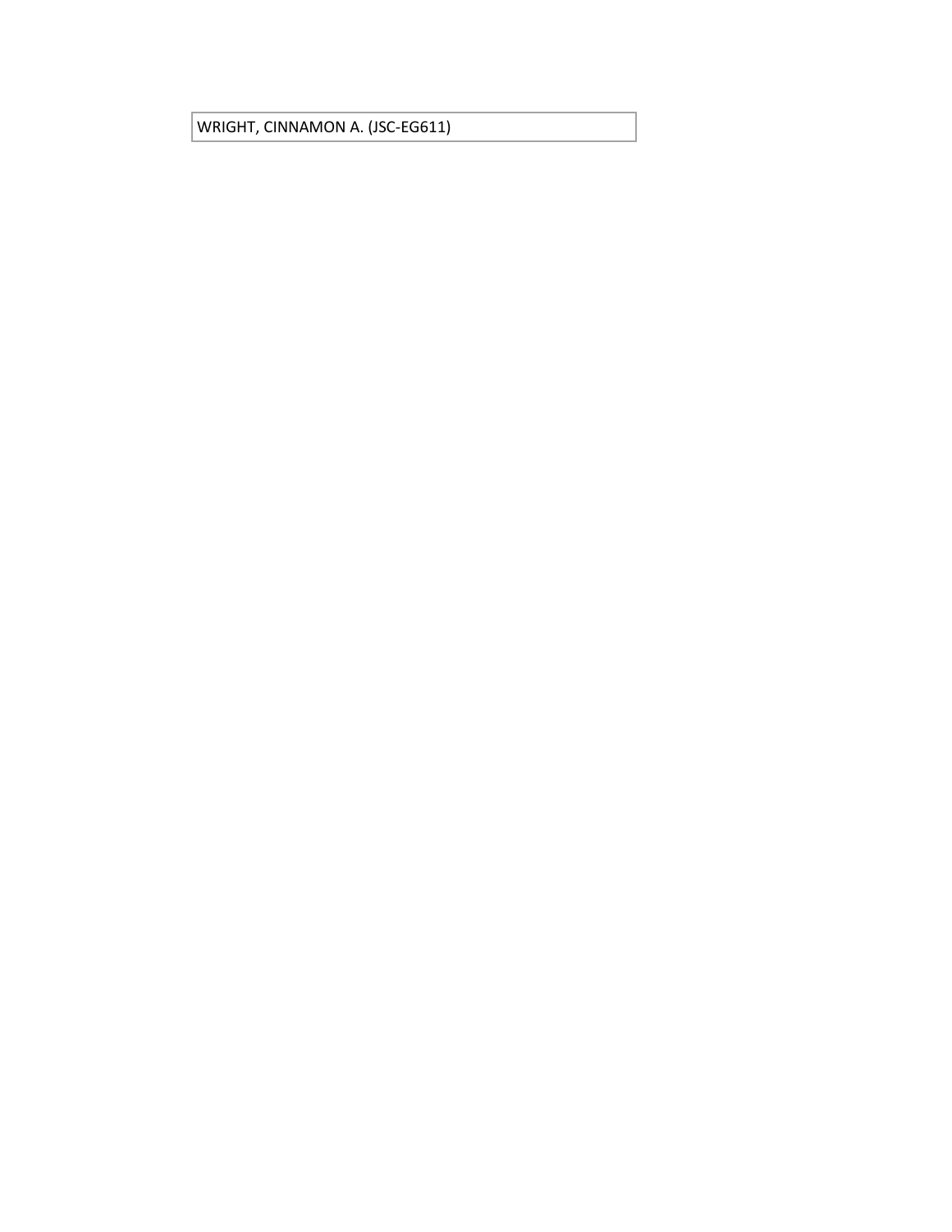| |
|---|
| WRIGHT, CINNAMON A. (JSC-EG611) |